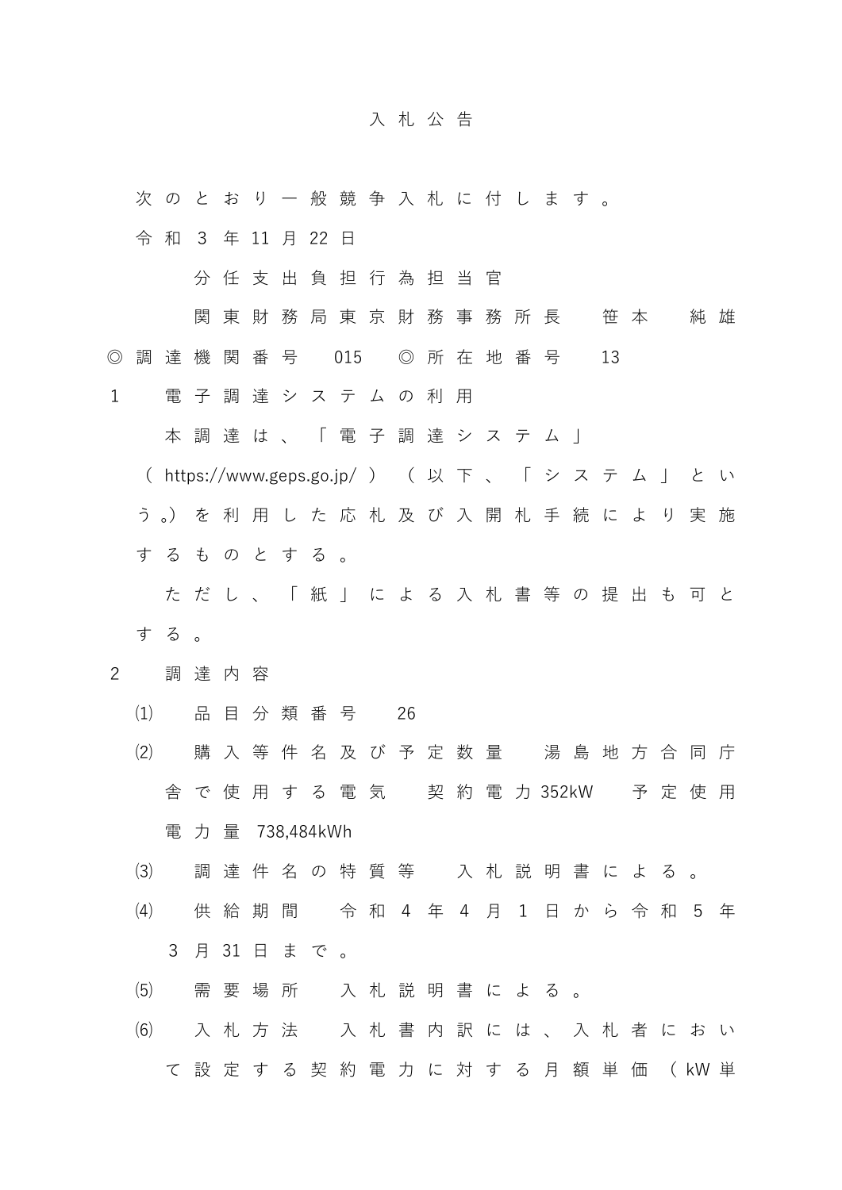# 入札公告

次のとおり一般競争入札に付します。

令和３年11月22日

分任支出負担行為担当官
関東財務局東京財務事務所長　笹本　純雄

◎調達機関番号　015　◎所在地番号　13

1　電子調達システムの利用

本調達は、「電子調達システム」（https://www.geps.go.jp/）（以下、「システム」という。）を利用した応札及び入開札手続により実施するものとする。

ただし、「紙」による入札書等の提出も可とする。

2　調達内容

⑴　品目分類番号　26

⑵　購入等件名及び予定数量　湯島地方合同庁舎で使用する電気　契約電力352kW　予定使用電力量 738,484kWh

⑶　調達件名の特質等　入札説明書による。

⑷　供給期間　令和４年４月１日から令和５年３月31日まで。

⑸　需要場所　入札説明書による。

⑹　入札方法　入札書内訳には、入札者において設定する契約電力に対する月額単価（kW単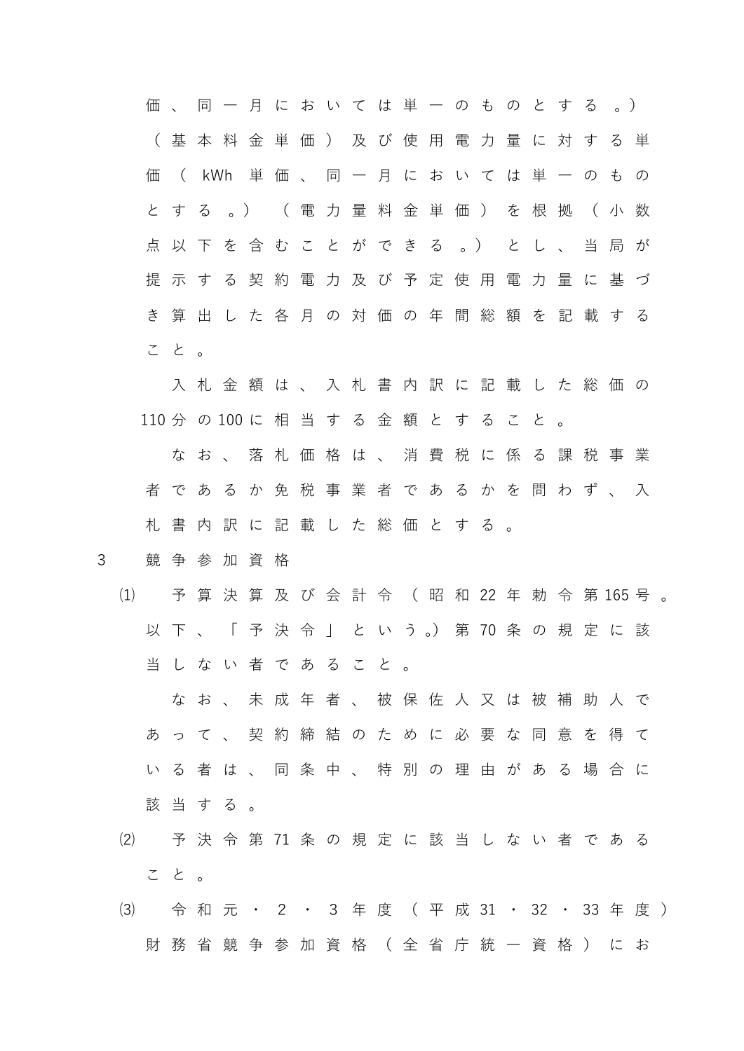価、同一月においては単一のものとする。）（基本料金単価）及び使用電力量に対する単価（kWh 単価、同一月においては単一のものとする。）（電力量料金単価）を根拠（小数点以下を含むことができる。）とし、当局が提示する契約電力及び予定使用電力量に基づき算出した各月の対価の年間総額を記載すること。

入札金額は、入札書内訳に記載した総価の110分の100に相当する金額とすること。

なお、落札価格は、消費税に係る課税事業者であるか免税事業者であるかを問わず、入札書内訳に記載した総価とする。

3　競争参加資格

⑴　予算決算及び会計令（昭和22年勅令第165号。以下、「予決令」という。）第70条の規定に該当しない者であること。

なお、未成年者、被保佐人又は被補助人であって、契約締結のために必要な同意を得ている者は、同条中、特別の理由がある場合に該当する。

⑵　予決令第71条の規定に該当しない者であること。

⑶　令和元・2・3年度（平成31・32・33年度）財務省競争参加資格（全省庁統一資格）にお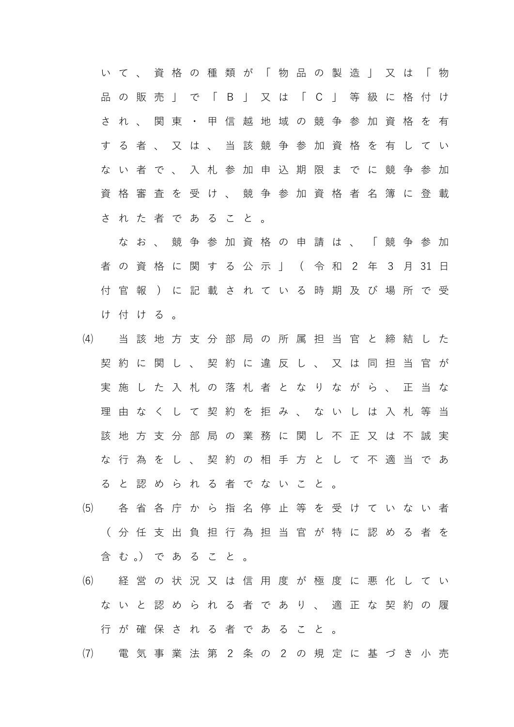いて、資格の種類が「物品の製造」又は「物品の販売」で「Ｂ」又は「Ｃ」等級に格付けされ、関東・甲信越地域の競争参加資格を有する者、又は、当該競争参加資格を有していない者で、入札参加申込期限までに競争参加資格審査を受け、競争参加資格者名簿に登載された者であること。

なお、競争参加資格の申請は、「競争参加者の資格に関する公示」（令和２年３月31日付官報）に記載されている時期及び場所で受け付ける。

⑷　当該地方支分部局の所属担当官と締結した契約に関し、契約に違反し、又は同担当官が実施した入札の落札者となりながら、正当な理由なくして契約を拒み、ないしは入札等当該地方支分部局の業務に関し不正又は不誠実な行為をし、契約の相手方として不適当であると認められる者でないこと。

⑸　各省各庁から指名停止等を受けていない者（分任支出負担行為担当官が特に認める者を含む。）であること。

⑹　経営の状況又は信用度が極度に悪化していないと認められる者であり、適正な契約の履行が確保される者であること。

⑺　電気事業法第２条の２の規定に基づき小売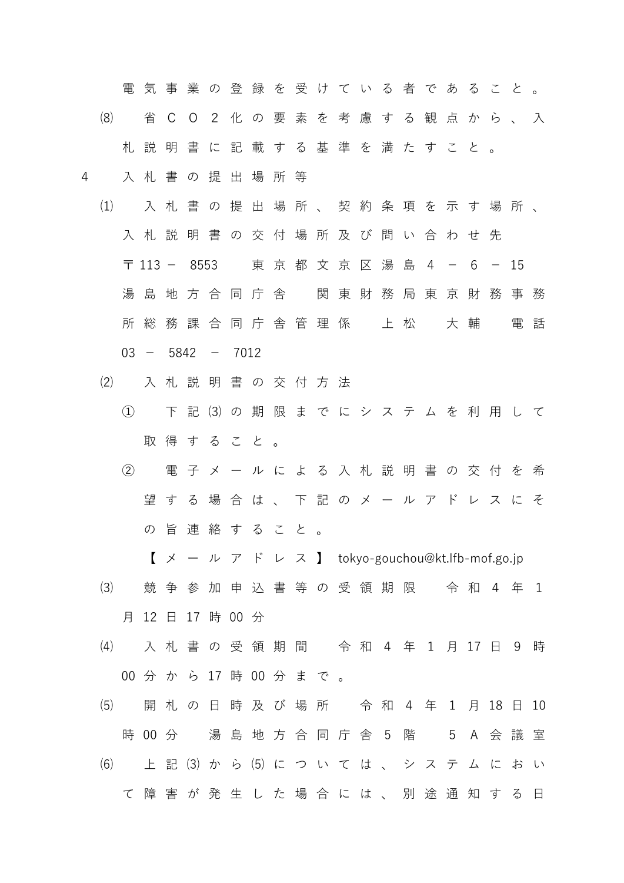電気事業の登録を受けている者であること。

⑻　省ＣＯ２化の要素を考慮する観点から、入札説明書に記載する基準を満たすこと。

4　入札書の提出場所等

⑴　入札書の提出場所、契約条項を示す場所、入札説明書の交付場所及び問い合わせ先

〒113－8553　東京都文京区湯島4－6－15　湯島地方合同庁舎　関東財務局東京財務事務所総務課合同庁舎管理係　上松　大輔　電話03－5842－7012

⑵　入札説明書の交付方法

①　下記⑶の期限までにシステムを利用して取得すること。

②　電子メールによる入札説明書の交付を希望する場合は、下記のメールアドレスにその旨連絡すること。

【メールアドレス】 tokyo-gouchou@kt.lfb-mof.go.jp

⑶　競争参加申込書等の受領期限　令和4年1月12日17時00分

⑷　入札書の受領期間　令和4年1月17日9時00分から17時00分まで。

⑸　開札の日時及び場所　令和4年1月18日10時00分　湯島地方合同庁舎5階　5Ａ会議室

⑹　上記⑶から⑸については、システムにおいて障害が発生した場合には、別途通知する日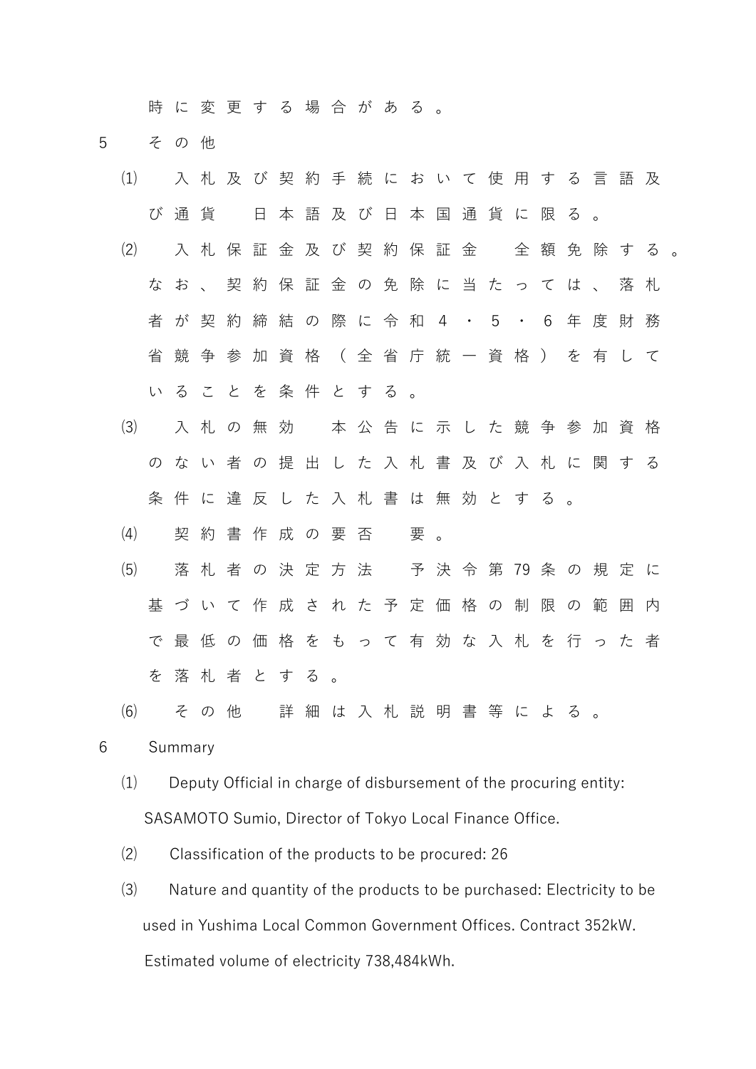時に変更する場合がある。

5　その他

⑴　入札及び契約手続において使用する言語及び通貨　日本語及び日本国通貨に限る。

⑵　入札保証金及び契約保証金　全額免除する。なお、契約保証金の免除に当たっては、落札者が契約締結の際に令和4・5・6年度財務省競争参加資格（全省庁統一資格）を有していることを条件とする。

⑶　入札の無効　本公告に示した競争参加資格のない者の提出した入札書及び入札に関する条件に違反した入札書は無効とする。

⑷　契約書作成の要否　要。

⑸　落札者の決定方法　予決令第79条の規定に基づいて作成された予定価格の制限の範囲内で最低の価格をもって有効な入札を行った者を落札者とする。

⑹　その他　詳細は入札説明書等による。

6　Summary

⑴　Deputy Official in charge of disbursement of the procuring entity: SASAMOTO Sumio, Director of Tokyo Local Finance Office.

⑵　Classification of the products to be procured: 26

⑶　Nature and quantity of the products to be purchased: Electricity to be used in Yushima Local Common Government Offices. Contract 352kW. Estimated volume of electricity 738,484kWh.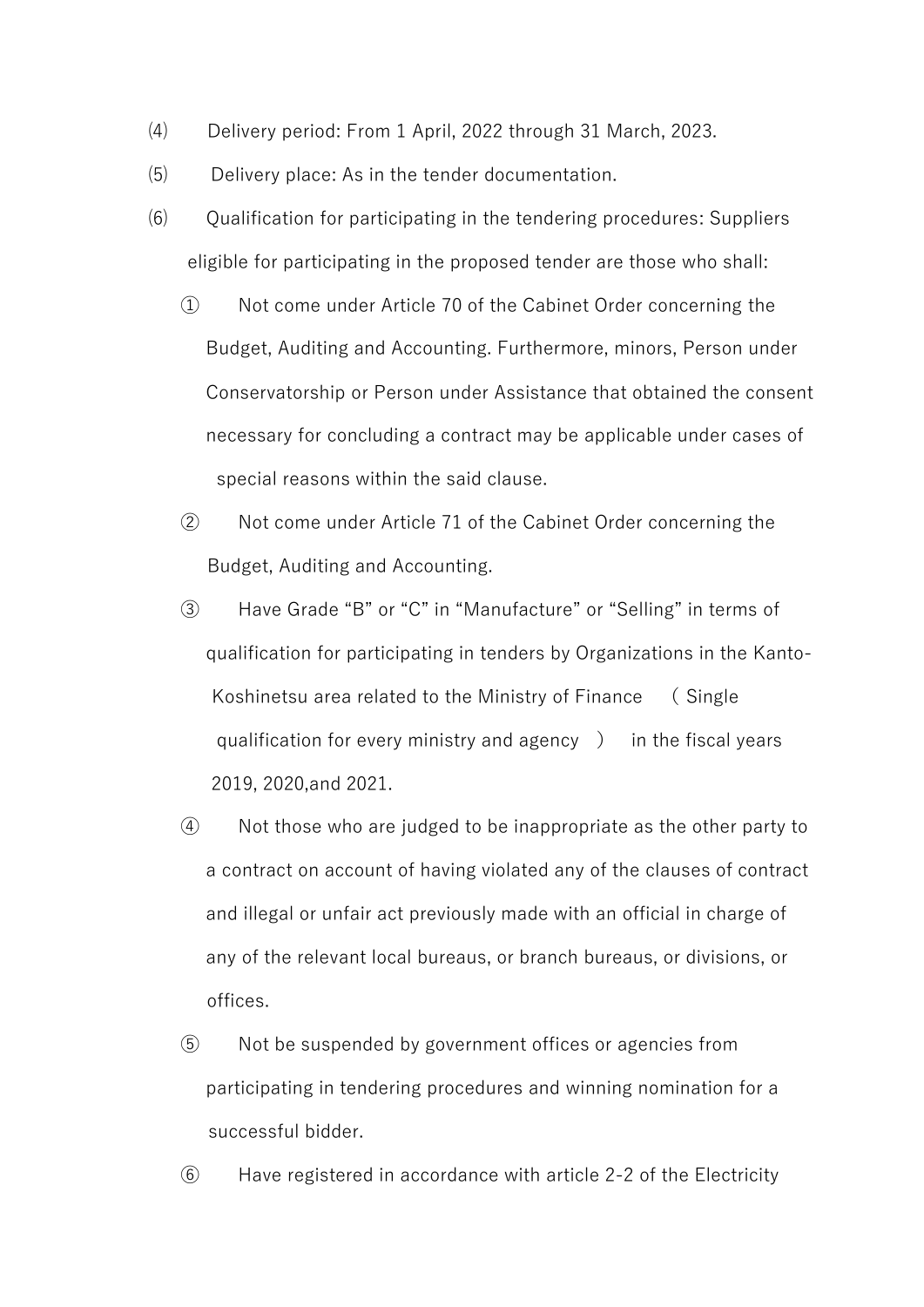⑷ Delivery period: From 1 April, 2022 through 31 March, 2023.

⑸ Delivery place: As in the tender documentation.

⑹ Qualification for participating in the tendering procedures: Suppliers eligible for participating in the proposed tender are those who shall:

① Not come under Article 70 of the Cabinet Order concerning the Budget, Auditing and Accounting. Furthermore, minors, Person under Conservatorship or Person under Assistance that obtained the consent necessary for concluding a contract may be applicable under cases of special reasons within the said clause.

② Not come under Article 71 of the Cabinet Order concerning the Budget, Auditing and Accounting.

③ Have Grade “B” or “C” in “Manufacture” or “Selling” in terms of qualification for participating in tenders by Organizations in the Kanto-Koshinetsu area related to the Ministry of Finance （Single qualification for every ministry and agency ） in the fiscal years 2019, 2020,and 2021.

④ Not those who are judged to be inappropriate as the other party to a contract on account of having violated any of the clauses of contract and illegal or unfair act previously made with an official in charge of any of the relevant local bureaus, or branch bureaus, or divisions, or offices.

⑤ Not be suspended by government offices or agencies from participating in tendering procedures and winning nomination for a successful bidder.

⑥ Have registered in accordance with article 2-2 of the Electricity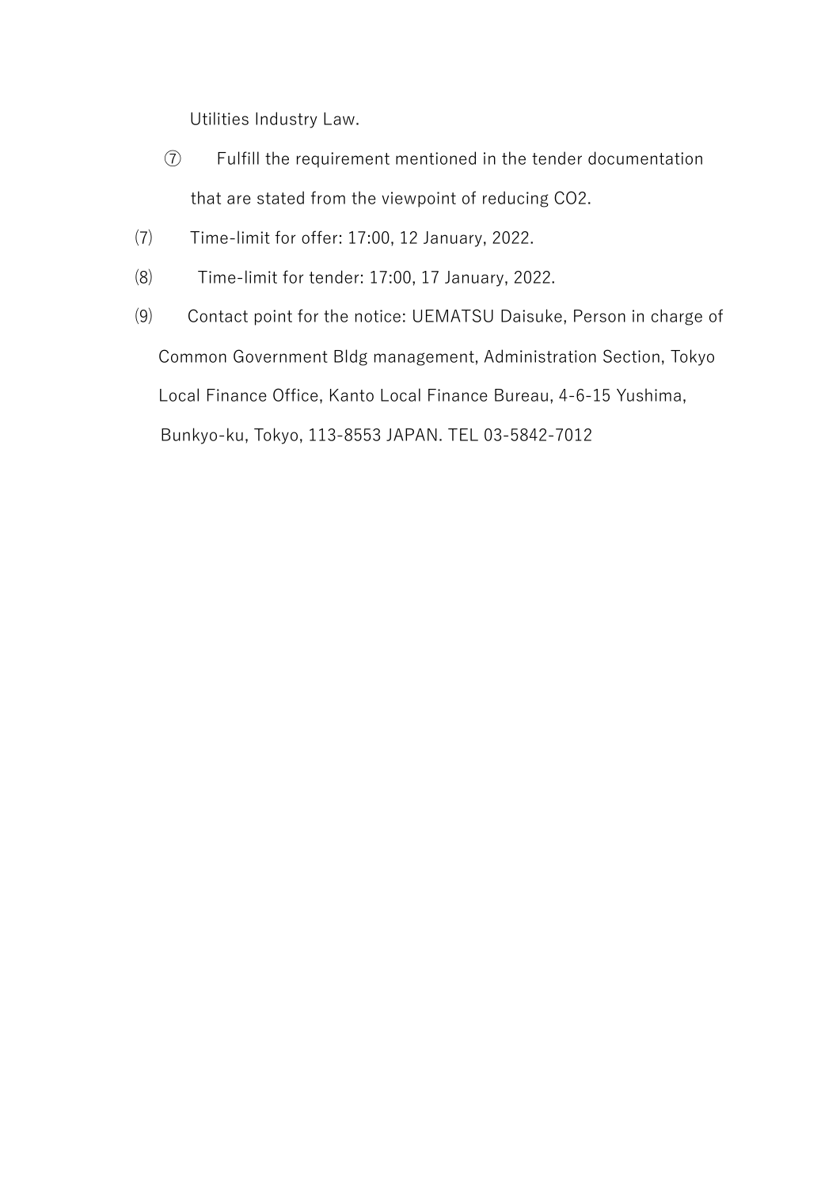Utilities Industry Law.

⑦ Fulfill the requirement mentioned in the tender documentation that are stated from the viewpoint of reducing $CO_2$.

(7) Time-limit for offer: 17:00, 12 January, 2022.

(8) Time-limit for tender: 17:00, 17 January, 2022.

(9) Contact point for the notice: UEMATSU Daisuke, Person in charge of Common Government Bldg management, Administration Section, Tokyo Local Finance Office, Kanto Local Finance Bureau, 4-6-15 Yushima, Bunkyo-ku, Tokyo, 113-8553 JAPAN. TEL 03-5842-7012